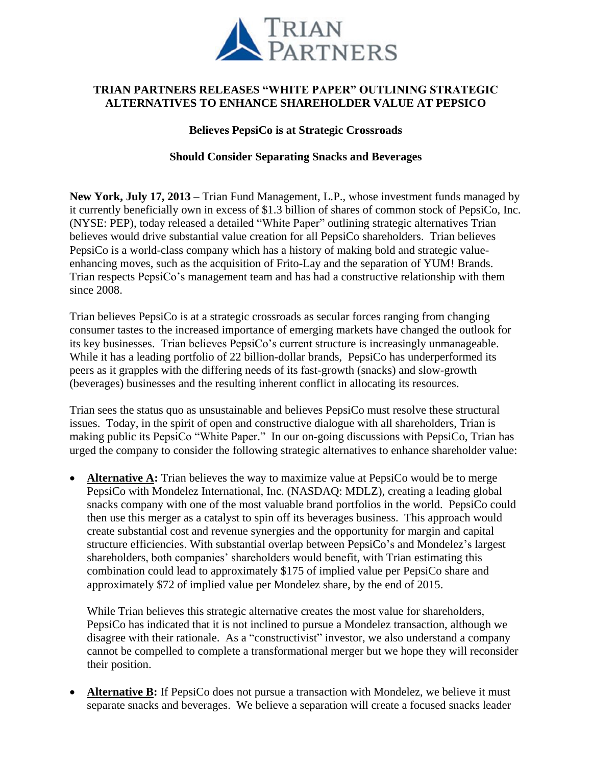# TRIAN PARTNERS RELEASES "WHITE PAPER" OUTLINING STRATEGIC ALTERNATIVES TO ENHANCE SHAREHOLDER VALUE AT PEPSICO

**Believes PepsiCo is at Strategic Crossroads**

**Should Consider Separating Snacks and Beverages**

**New York, July 17, 2013** – Trian Fund Management, L.P., whose investment funds managed by it currently beneficially own in excess of $1.3 billion of shares of common stock of PepsiCo, Inc. (NYSE: PEP), today released a detailed "White Paper" outlining strategic alternatives Trian believes would drive substantial value creation for all PepsiCo shareholders. Trian believes PepsiCo is a world-class company which has a history of making bold and strategic value-enhancing moves, such as the acquisition of Frito-Lay and the separation of YUM! Brands. Trian respects PepsiCo's management team and has had a constructive relationship with them since 2008.

Trian believes PepsiCo is at a strategic crossroads as secular forces ranging from changing consumer tastes to the increased importance of emerging markets have changed the outlook for its key businesses. Trian believes PepsiCo's current structure is increasingly unmanageable. While it has a leading portfolio of 22 billion-dollar brands, PepsiCo has underperformed its peers as it grapples with the differing needs of its fast-growth (snacks) and slow-growth (beverages) businesses and the resulting inherent conflict in allocating its resources.

Trian sees the status quo as unsustainable and believes PepsiCo must resolve these structural issues. Today, in the spirit of open and constructive dialogue with all shareholders, Trian is making public its PepsiCo "White Paper." In our on-going discussions with PepsiCo, Trian has urged the company to consider the following strategic alternatives to enhance shareholder value:

- **Alternative A:** Trian believes the way to maximize value at PepsiCo would be to merge PepsiCo with Mondelez International, Inc. (NASDAQ: MDLZ), creating a leading global snacks company with one of the most valuable brand portfolios in the world. PepsiCo could then use this merger as a catalyst to spin off its beverages business. This approach would create substantial cost and revenue synergies and the opportunity for margin and capital structure efficiencies. With substantial overlap between PepsiCo's and Mondelez's largest shareholders, both companies' shareholders would benefit, with Trian estimating this combination could lead to approximately $175 of implied value per PepsiCo share and approximately $72 of implied value per Mondelez share, by the end of 2015.

  While Trian believes this strategic alternative creates the most value for shareholders, PepsiCo has indicated that it is not inclined to pursue a Mondelez transaction, although we disagree with their rationale. As a "constructivist" investor, we also understand a company cannot be compelled to complete a transformational merger but we hope they will reconsider their position.

- **Alternative B:** If PepsiCo does not pursue a transaction with Mondelez, we believe it must separate snacks and beverages. We believe a separation will create a focused snacks leader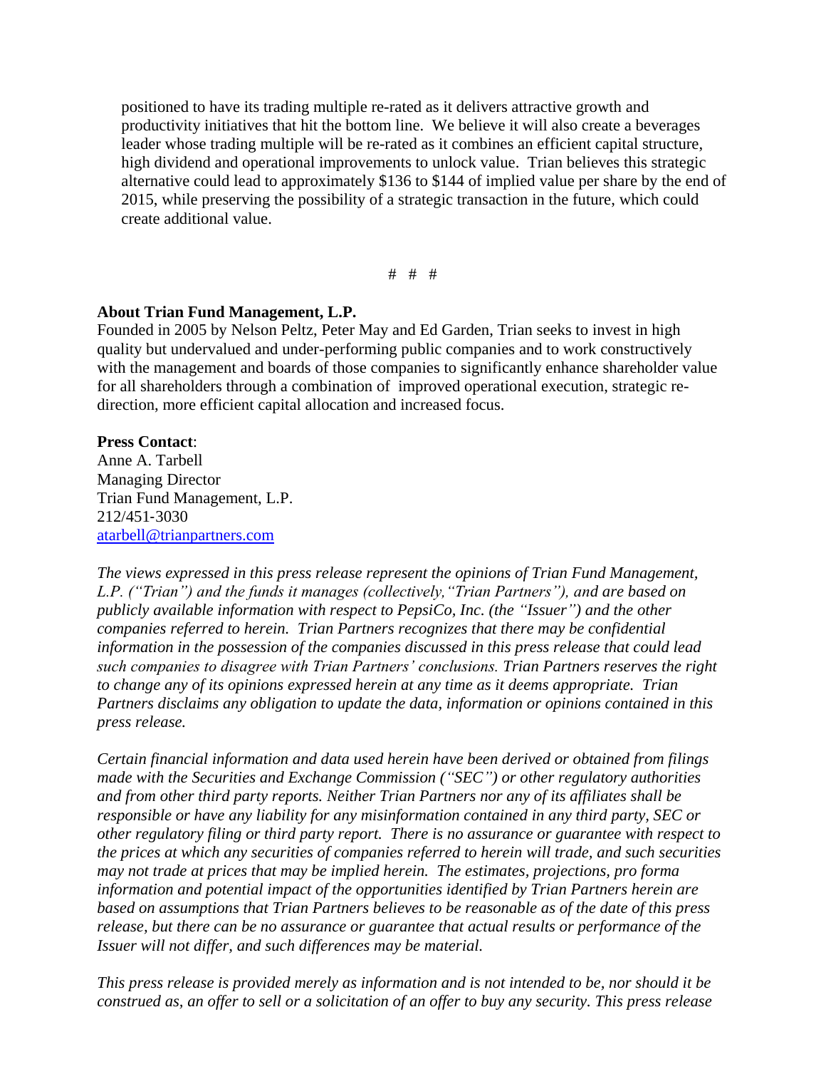positioned to have its trading multiple re-rated as it delivers attractive growth and productivity initiatives that hit the bottom line. We believe it will also create a beverages leader whose trading multiple will be re-rated as it combines an efficient capital structure, high dividend and operational improvements to unlock value. Trian believes this strategic alternative could lead to approximately $136 to $144 of implied value per share by the end of 2015, while preserving the possibility of a strategic transaction in the future, which could create additional value.

# # #

**About Trian Fund Management, L.P.**
Founded in 2005 by Nelson Peltz, Peter May and Ed Garden, Trian seeks to invest in high quality but undervalued and under-performing public companies and to work constructively with the management and boards of those companies to significantly enhance shareholder value for all shareholders through a combination of improved operational execution, strategic re-direction, more efficient capital allocation and increased focus.

**Press Contact**:
Anne A. Tarbell
Managing Director
Trian Fund Management, L.P.
212/451-3030
atarbell@trianpartners.com

*The views expressed in this press release represent the opinions of Trian Fund Management, L.P. ("Trian") and the funds it manages (collectively,"Trian Partners"), and are based on publicly available information with respect to PepsiCo, Inc. (the "Issuer") and the other companies referred to herein. Trian Partners recognizes that there may be confidential information in the possession of the companies discussed in this press release that could lead such companies to disagree with Trian Partners' conclusions. Trian Partners reserves the right to change any of its opinions expressed herein at any time as it deems appropriate. Trian Partners disclaims any obligation to update the data, information or opinions contained in this press release.*

*Certain financial information and data used herein have been derived or obtained from filings made with the Securities and Exchange Commission ("SEC") or other regulatory authorities and from other third party reports. Neither Trian Partners nor any of its affiliates shall be responsible or have any liability for any misinformation contained in any third party, SEC or other regulatory filing or third party report. There is no assurance or guarantee with respect to the prices at which any securities of companies referred to herein will trade, and such securities may not trade at prices that may be implied herein. The estimates, projections, pro forma information and potential impact of the opportunities identified by Trian Partners herein are based on assumptions that Trian Partners believes to be reasonable as of the date of this press release, but there can be no assurance or guarantee that actual results or performance of the Issuer will not differ, and such differences may be material.*

*This press release is provided merely as information and is not intended to be, nor should it be construed as, an offer to sell or a solicitation of an offer to buy any security. This press release*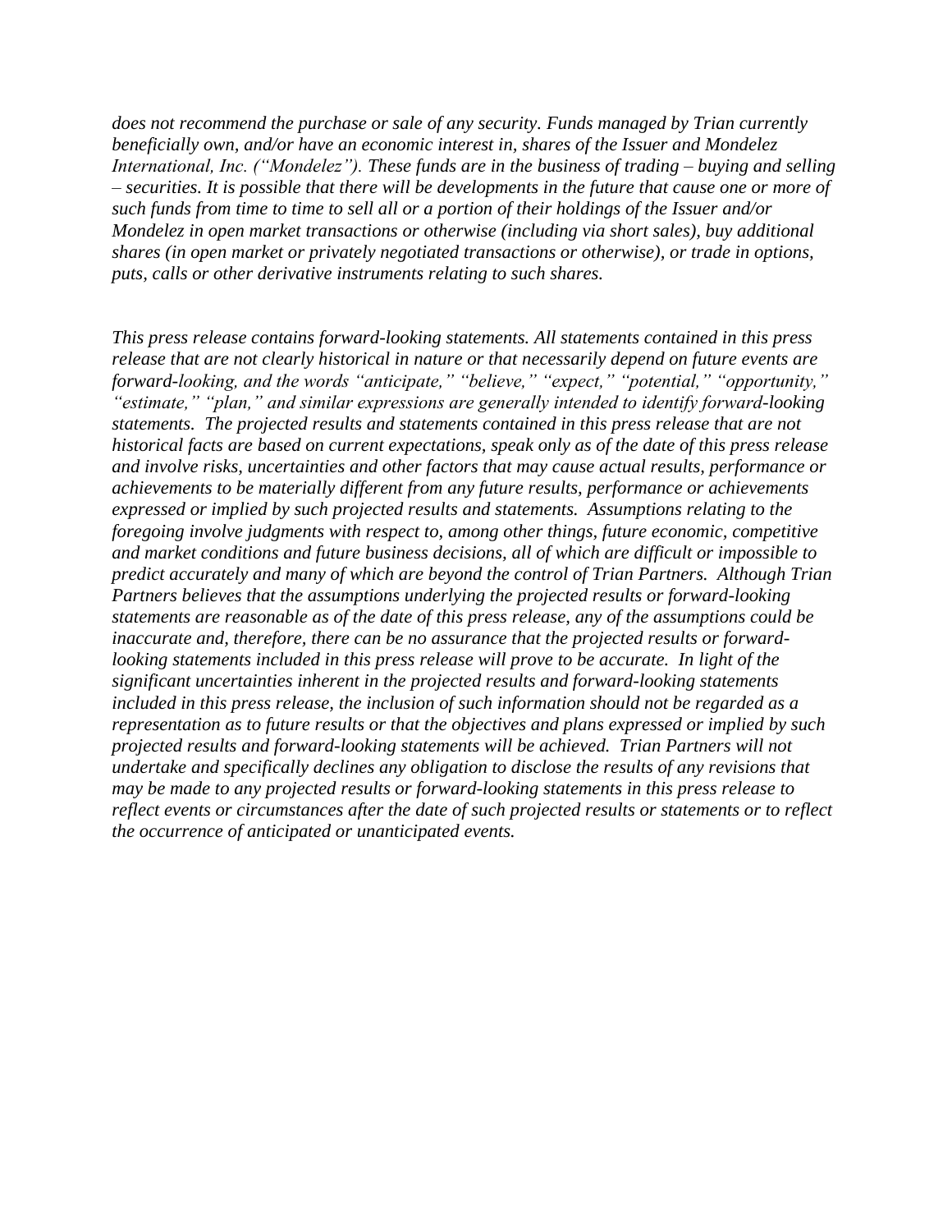*does not recommend the purchase or sale of any security. Funds managed by Trian currently beneficially own, and/or have an economic interest in, shares of the Issuer and Mondelez International, Inc. ("Mondelez"). These funds are in the business of trading – buying and selling – securities. It is possible that there will be developments in the future that cause one or more of such funds from time to time to sell all or a portion of their holdings of the Issuer and/or Mondelez in open market transactions or otherwise (including via short sales), buy additional shares (in open market or privately negotiated transactions or otherwise), or trade in options, puts, calls or other derivative instruments relating to such shares.*

*This press release contains forward-looking statements. All statements contained in this press release that are not clearly historical in nature or that necessarily depend on future events are forward-looking, and the words "anticipate," "believe," "expect," "potential," "opportunity," "estimate," "plan," and similar expressions are generally intended to identify forward-looking statements. The projected results and statements contained in this press release that are not historical facts are based on current expectations, speak only as of the date of this press release and involve risks, uncertainties and other factors that may cause actual results, performance or achievements to be materially different from any future results, performance or achievements expressed or implied by such projected results and statements. Assumptions relating to the foregoing involve judgments with respect to, among other things, future economic, competitive and market conditions and future business decisions, all of which are difficult or impossible to predict accurately and many of which are beyond the control of Trian Partners. Although Trian Partners believes that the assumptions underlying the projected results or forward-looking statements are reasonable as of the date of this press release, any of the assumptions could be inaccurate and, therefore, there can be no assurance that the projected results or forward-looking statements included in this press release will prove to be accurate. In light of the significant uncertainties inherent in the projected results and forward-looking statements included in this press release, the inclusion of such information should not be regarded as a representation as to future results or that the objectives and plans expressed or implied by such projected results and forward-looking statements will be achieved. Trian Partners will not undertake and specifically declines any obligation to disclose the results of any revisions that may be made to any projected results or forward-looking statements in this press release to reflect events or circumstances after the date of such projected results or statements or to reflect the occurrence of anticipated or unanticipated events.*